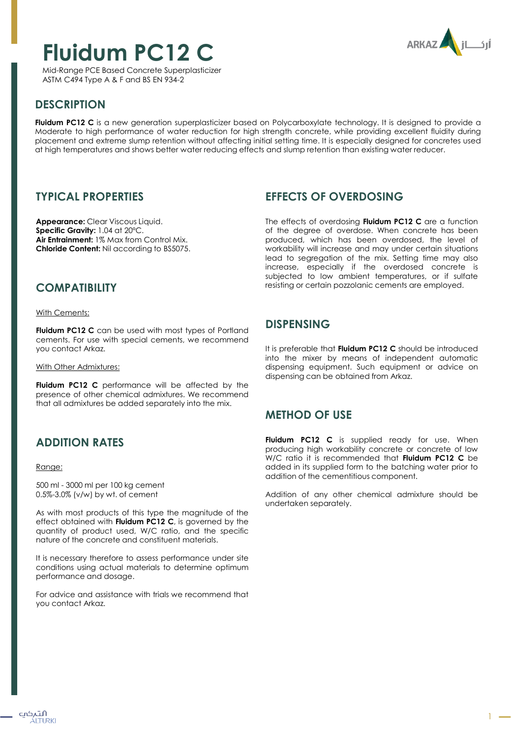# Fluidum PC12 C

Mid-Range PCE Based Concrete Superplasticizer
ASTM C494 Type A & F and BS EN 934-2

## DESCRIPTION

**Fluidum PC12 C** is a new generation superplasticizer based on Polycarboxylate technology. It is designed to provide a Moderate to high performance of water reduction for high strength concrete, while providing excellent fluidity during placement and extreme slump retention without affecting initial setting time. It is especially designed for concretes used at high temperatures and shows better water reducing effects and slump retention than existing water reducer.

## TYPICAL PROPERTIES

**Appearance:** Clear Viscous Liquid.
**Specific Gravity:** 1.04 at 20°C.
**Air Entrainment:** 1% Max from Control Mix.
**Chloride Content:** Nil according to BS5075.

## COMPATIBILITY

With Cements:

**Fluidum PC12 C** can be used with most types of Portland cements. For use with special cements, we recommend you contact Arkaz.

With Other Admixtures:

**Fluidum PC12 C** performance will be affected by the presence of other chemical admixtures. We recommend that all admixtures be added separately into the mix.

## ADDITION RATES

Range:

500 ml - 3000 ml per 100 kg cement
0.5%-3.0% (v/w) by wt. of cement

As with most products of this type the magnitude of the effect obtained with **Fluidum PC12 C**, is governed by the quantity of product used, W/C ratio, and the specific nature of the concrete and constituent materials.

It is necessary therefore to assess performance under site conditions using actual materials to determine optimum performance and dosage.

For advice and assistance with trials we recommend that you contact Arkaz.

## EFFECTS OF OVERDOSING

The effects of overdosing **Fluidum PC12 C** are a function of the degree of overdose. When concrete has been produced, which has been overdosed, the level of workability will increase and may under certain situations lead to segregation of the mix. Setting time may also increase, especially if the overdosed concrete is subjected to low ambient temperatures, or if sulfate resisting or certain pozzolanic cements are employed.

## DISPENSING

It is preferable that **Fluidum PC12 C** should be introduced into the mixer by means of independent automatic dispensing equipment. Such equipment or advice on dispensing can be obtained from Arkaz.

## METHOD OF USE

**Fluidum PC12 C** is supplied ready for use. When producing high workability concrete or concrete of low W/C ratio it is recommended that **Fluidum PC12 C** be added in its supplied form to the batching water prior to addition of the cementitious component.

Addition of any other chemical admixture should be undertaken separately.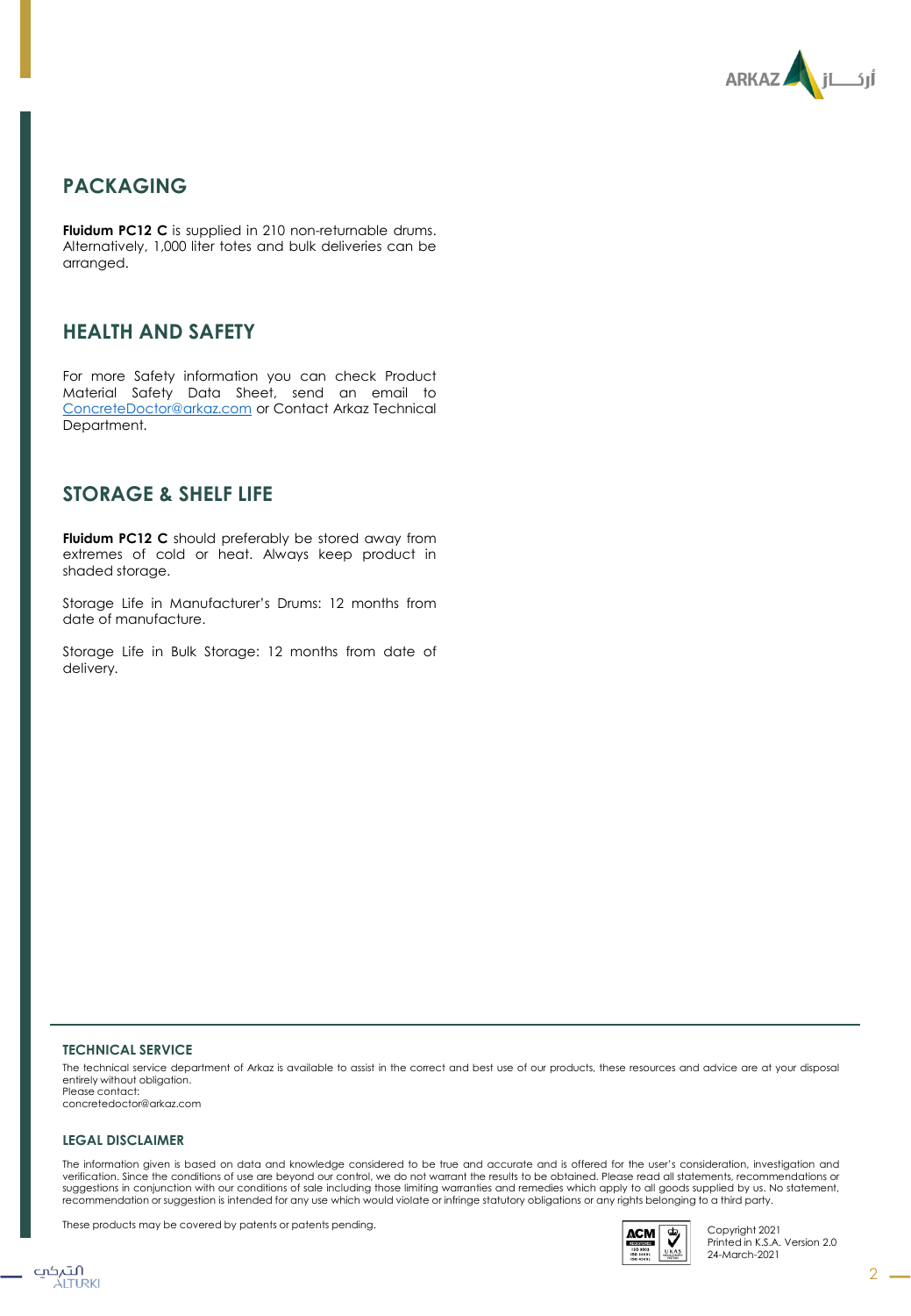## PACKAGING

**Fluidum PC12 C** is supplied in 210 non-returnable drums. Alternatively, 1,000 liter totes and bulk deliveries can be arranged.

## HEALTH AND SAFETY

For more Safety information you can check Product Material Safety Data Sheet, send an email to ConcreteDoctor@arkaz.com or Contact Arkaz Technical Department.

## STORAGE & SHELF LIFE

**Fluidum PC12 C** should preferably be stored away from extremes of cold or heat. Always keep product in shaded storage.

Storage Life in Manufacturer's Drums: 12 months from date of manufacture.

Storage Life in Bulk Storage: 12 months from date of delivery.

### TECHNICAL SERVICE

The technical service department of Arkaz is available to assist in the correct and best use of our products, these resources and advice are at your disposal entirely without obligation.
Please contact:
concretedoctor@arkaz.com

### LEGAL DISCLAIMER

The information given is based on data and knowledge considered to be true and accurate and is offered for the user's consideration, investigation and verification. Since the conditions of use are beyond our control, we do not warrant the results to be obtained. Please read all statements, recommendations or suggestions in conjunction with our conditions of sale including those limiting warranties and remedies which apply to all goods supplied by us. No statement, recommendation or suggestion is intended for any use which would violate or infringe statutory obligations or any rights belonging to a third party.

These products may be covered by patents or patents pending.

Copyright 2021
Printed in K.S.A. Version 2.0
24-March-2021